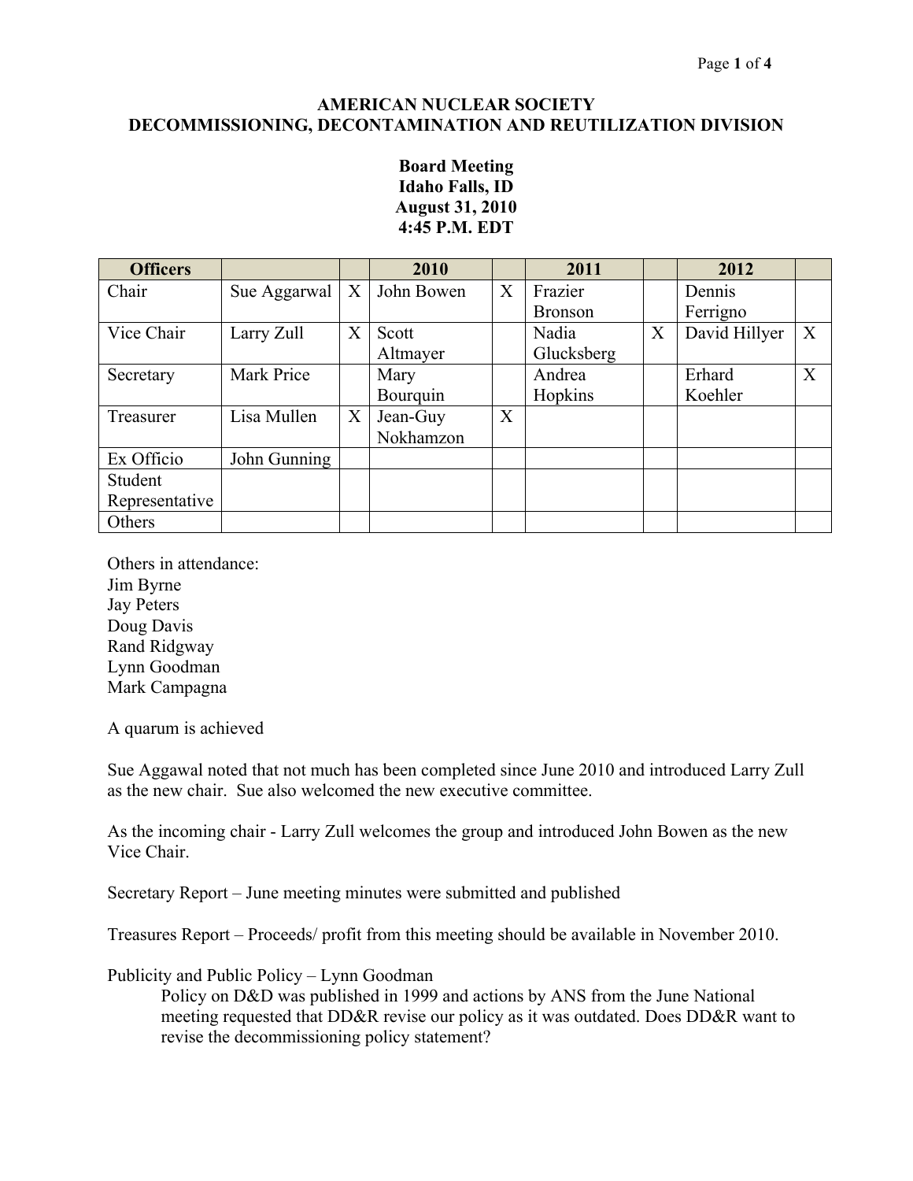**AMERICAN NUCLEAR SOCIETY**
**DECOMMISSIONING, DECONTAMINATION AND REUTILIZATION DIVISION**

**Board Meeting**
**Idaho Falls, ID**
**August 31, 2010**
**4:45 P.M. EDT**

| Officers | | | 2010 | | 2011 | | 2012 | |
|---|---|---|---|---|---|---|---|---|
| Chair | Sue Aggarwal | X | John Bowen | X | Frazier Bronson | | Dennis Ferrigno | |
| Vice Chair | Larry Zull | X | Scott Altmayer | | Nadia Glucksberg | X | David Hillyer | X |
| Secretary | Mark Price | | Mary Bourquin | | Andrea Hopkins | | Erhard Koehler | X |
| Treasurer | Lisa Mullen | X | Jean-Guy Nokhamzon | X | | | | |
| Ex Officio | John Gunning | | | | | | | |
| Student Representative | | | | | | | | |
| Others | | | | | | | | |

Others in attendance:
Jim Byrne
Jay Peters
Doug Davis
Rand Ridgway
Lynn Goodman
Mark Campagna

A quarum is achieved

Sue Aggawal noted that not much has been completed since June 2010 and introduced Larry Zull as the new chair. Sue also welcomed the new executive committee.

As the incoming chair - Larry Zull welcomes the group and introduced John Bowen as the new Vice Chair.

Secretary Report – June meeting minutes were submitted and published

Treasures Report – Proceeds/ profit from this meeting should be available in November 2010.

Publicity and Public Policy – Lynn Goodman

> Policy on D&D was published in 1999 and actions by ANS from the June National meeting requested that DD&R revise our policy as it was outdated. Does DD&R want to revise the decommissioning policy statement?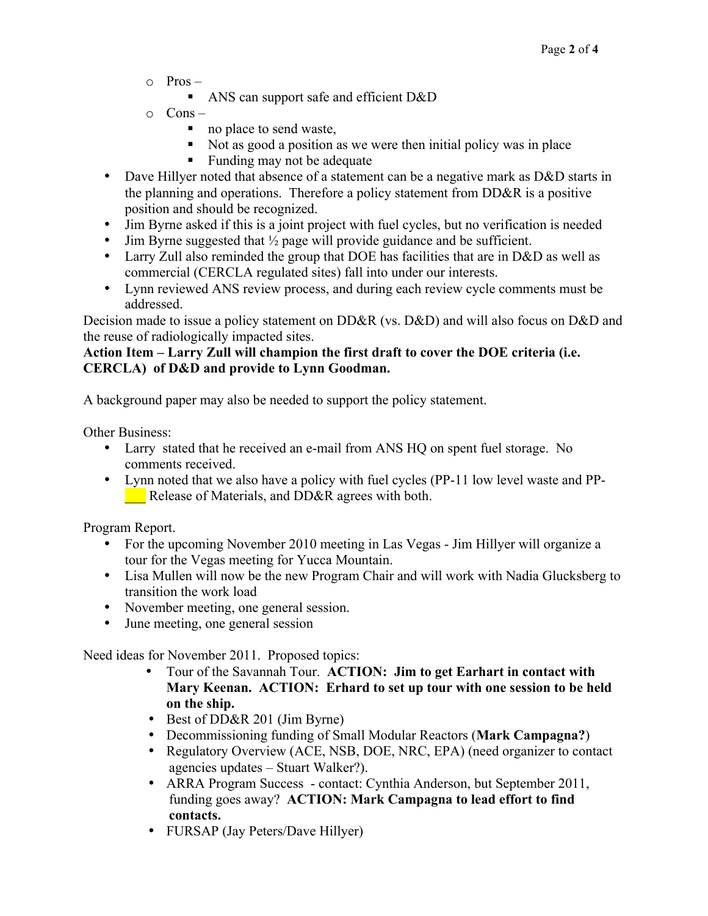- Pros –
  - ANS can support safe and efficient D&D
- Cons –
  - no place to send waste,
  - Not as good a position as we were then initial policy was in place
  - Funding may not be adequate

- Dave Hillyer noted that absence of a statement can be a negative mark as D&D starts in the planning and operations. Therefore a policy statement from DD&R is a positive position and should be recognized.
- Jim Byrne asked if this is a joint project with fuel cycles, but no verification is needed
- Jim Byrne suggested that ½ page will provide guidance and be sufficient.
- Larry Zull also reminded the group that DOE has facilities that are in D&D as well as commercial (CERCLA regulated sites) fall into under our interests.
- Lynn reviewed ANS review process, and during each review cycle comments must be addressed.

Decision made to issue a policy statement on DD&R (vs. D&D) and will also focus on D&D and the reuse of radiologically impacted sites.

**Action Item – Larry Zull will champion the first draft to cover the DOE criteria (i.e. CERCLA) of D&D and provide to Lynn Goodman.**

A background paper may also be needed to support the policy statement.

Other Business:

- Larry stated that he received an e-mail from ANS HQ on spent fuel storage. No comments received.
- Lynn noted that we also have a policy with fuel cycles (PP-11 low level waste and PP-___ Release of Materials, and DD&R agrees with both.

Program Report.

- For the upcoming November 2010 meeting in Las Vegas - Jim Hillyer will organize a tour for the Vegas meeting for Yucca Mountain.
- Lisa Mullen will now be the new Program Chair and will work with Nadia Glucksberg to transition the work load
- November meeting, one general session.
- June meeting, one general session

Need ideas for November 2011. Proposed topics:

- Tour of the Savannah Tour. **ACTION: Jim to get Earhart in contact with Mary Keenan. ACTION: Erhard to set up tour with one session to be held on the ship.**
- Best of DD&R 201 (Jim Byrne)
- Decommissioning funding of Small Modular Reactors (**Mark Campagna?**)
- Regulatory Overview (ACE, NSB, DOE, NRC, EPA) (need organizer to contact agencies updates – Stuart Walker?).
- ARRA Program Success - contact: Cynthia Anderson, but September 2011, funding goes away? **ACTION: Mark Campagna to lead effort to find contacts.**
- FURSAP (Jay Peters/Dave Hillyer)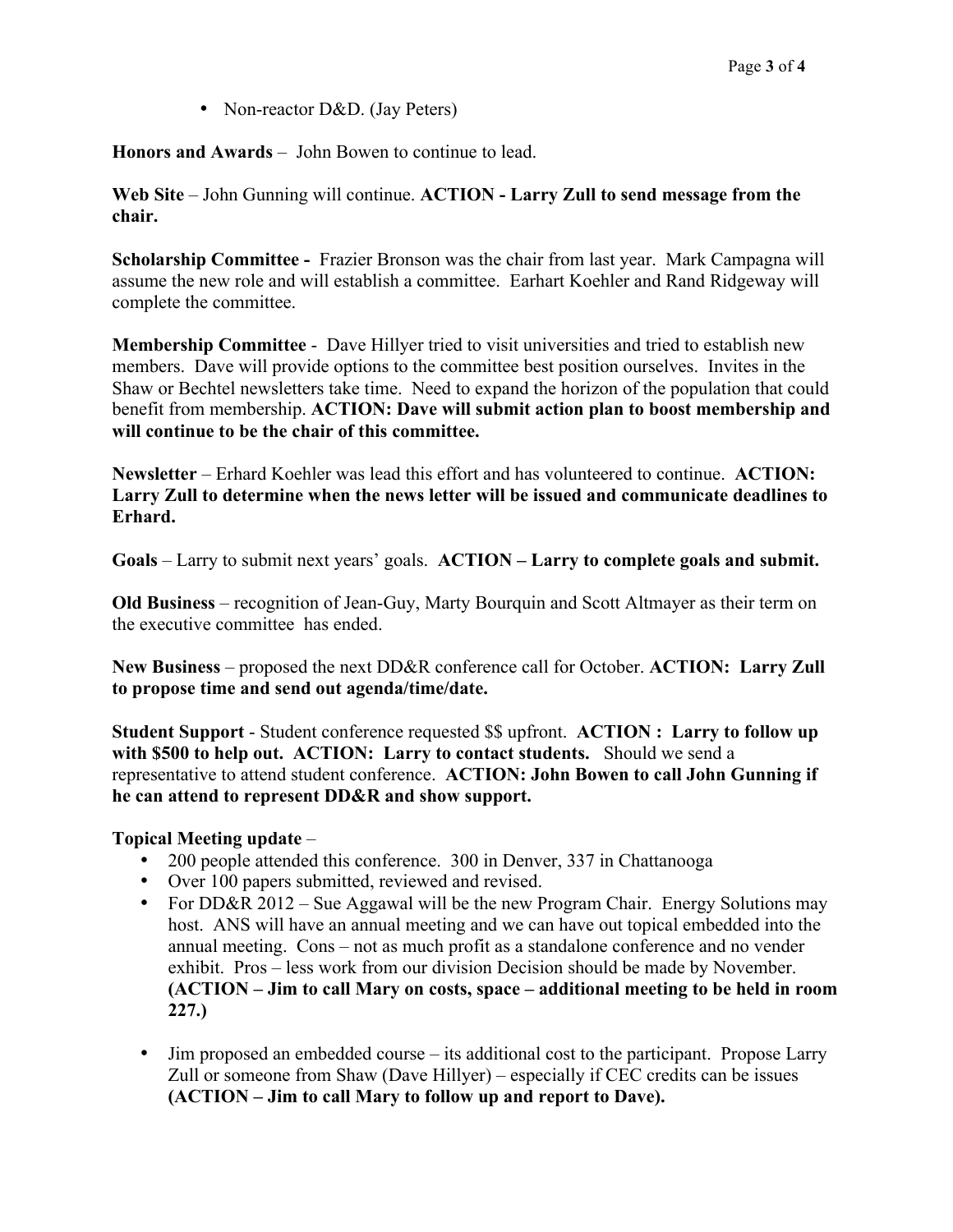- Non-reactor D&D. (Jay Peters)

**Honors and Awards** – John Bowen to continue to lead.

**Web Site** – John Gunning will continue. **ACTION - Larry Zull to send message from the chair.**

**Scholarship Committee -** Frazier Bronson was the chair from last year. Mark Campagna will assume the new role and will establish a committee. Earhart Koehler and Rand Ridgeway will complete the committee.

**Membership Committee** - Dave Hillyer tried to visit universities and tried to establish new members. Dave will provide options to the committee best position ourselves. Invites in the Shaw or Bechtel newsletters take time. Need to expand the horizon of the population that could benefit from membership. **ACTION: Dave will submit action plan to boost membership and will continue to be the chair of this committee.**

**Newsletter** – Erhard Koehler was lead this effort and has volunteered to continue. **ACTION: Larry Zull to determine when the news letter will be issued and communicate deadlines to Erhard.**

**Goals** – Larry to submit next years' goals. **ACTION – Larry to complete goals and submit.**

**Old Business** – recognition of Jean-Guy, Marty Bourquin and Scott Altmayer as their term on the executive committee has ended.

**New Business** – proposed the next DD&R conference call for October. **ACTION: Larry Zull to propose time and send out agenda/time/date.**

**Student Support** - Student conference requested $$ upfront. **ACTION : Larry to follow up with $500 to help out. ACTION: Larry to contact students.** Should we send a representative to attend student conference. **ACTION: John Bowen to call John Gunning if he can attend to represent DD&R and show support.**

**Topical Meeting update** –

- 200 people attended this conference. 300 in Denver, 337 in Chattanooga
- Over 100 papers submitted, reviewed and revised.
- For DD&R 2012 – Sue Aggawal will be the new Program Chair. Energy Solutions may host. ANS will have an annual meeting and we can have out topical embedded into the annual meeting. Cons – not as much profit as a standalone conference and no vender exhibit. Pros – less work from our division Decision should be made by November. **(ACTION – Jim to call Mary on costs, space – additional meeting to be held in room 227.)**

- Jim proposed an embedded course – its additional cost to the participant. Propose Larry Zull or someone from Shaw (Dave Hillyer) – especially if CEC credits can be issues **(ACTION – Jim to call Mary to follow up and report to Dave).**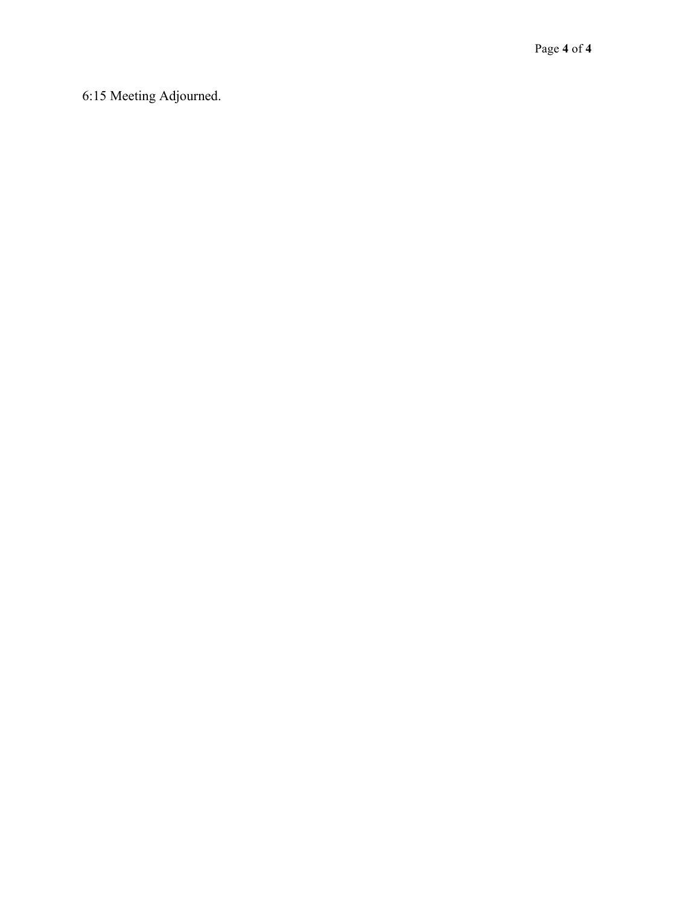6:15 Meeting Adjourned.